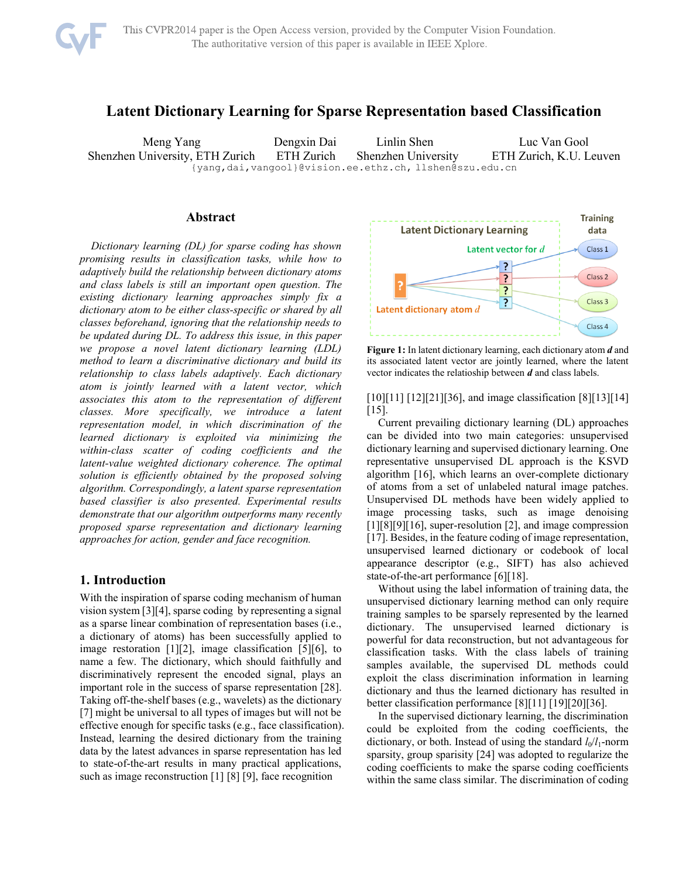# Latent Dictionary Learning for Sparse Representation based Classification

Meng Yang, Shenzhen University, ETH Zurich
Dengxin Dai, ETH Zurich
Linlin Shen, Shenzhen University
Luc Van Gool, ETH Zurich, K.U. Leuven

{yang,dai,vangool}@vision.ee.ethz.ch, llshen@szu.edu.cn

## Abstract

*Dictionary learning (DL) for sparse coding has shown promising results in classification tasks, while how to adaptively build the relationship between dictionary atoms and class labels is still an important open question. The existing dictionary learning approaches simply fix a dictionary atom to be either class-specific or shared by all classes beforehand, ignoring that the relationship needs to be updated during DL. To address this issue, in this paper we propose a novel latent dictionary learning (LDL) method to learn a discriminative dictionary and build its relationship to class labels adaptively. Each dictionary atom is jointly learned with a latent vector, which associates this atom to the representation of different classes. More specifically, we introduce a latent representation model, in which discrimination of the learned dictionary is exploited via minimizing the within-class scatter of coding coefficients and the latent-value weighted dictionary coherence. The optimal solution is efficiently obtained by the proposed solving algorithm. Correspondingly, a latent sparse representation based classifier is also presented. Experimental results demonstrate that our algorithm outperforms many recently proposed sparse representation and dictionary learning approaches for action, gender and face recognition.*

## 1. Introduction

With the inspiration of sparse coding mechanism of human vision system [3][4], sparse coding by representing a signal as a sparse linear combination of representation bases (i.e., a dictionary of atoms) has been successfully applied to image restoration [1][2], image classification [5][6], to name a few. The dictionary, which should faithfully and discriminatively represent the encoded signal, plays an important role in the success of sparse representation [28]. Taking off-the-shelf bases (e.g., wavelets) as the dictionary [7] might be universal to all types of images but will not be effective enough for specific tasks (e.g., face classification). Instead, learning the desired dictionary from the training data by the latest advances in sparse representation has led to state-of-the-art results in many practical applications, such as image reconstruction [1] [8] [9], face recognition [10][11] [12][21][36], and image classification [8][13][14] [15].

Latent Dictionary Learning

Latent vector for *d*

Latent dictionary atom *d*

Training data

Class 1

Class 2

Class 3

Class 4

**Figure 1:** In latent dictionary learning, each dictionary atom ***d*** and its associated latent vector are jointly learned, where the latent vector indicates the relatioship between ***d*** and class labels.

Current prevailing dictionary learning (DL) approaches can be divided into two main categories: unsupervised dictionary learning and supervised dictionary learning. One representative unsupervised DL approach is the KSVD algorithm [16], which learns an over-complete dictionary of atoms from a set of unlabeled natural image patches. Unsupervised DL methods have been widely applied to image processing tasks, such as image denoising [1][8][9][16], super-resolution [2], and image compression [17]. Besides, in the feature coding of image representation, unsupervised learned dictionary or codebook of local appearance descriptor (e.g., SIFT) has also achieved state-of-the-art performance [6][18].

Without using the label information of training data, the unsupervised dictionary learning method can only require training samples to be sparsely represented by the learned dictionary. The unsupervised learned dictionary is powerful for data reconstruction, but not advantageous for classification tasks. With the class labels of training samples available, the supervised DL methods could exploit the class discrimination information in learning dictionary and thus the learned dictionary has resulted in better classification performance [8][11] [19][20][36].

In the supervised dictionary learning, the discrimination could be exploited from the coding coefficients, the dictionary, or both. Instead of using the standard $l_0$/$l_1$-norm sparsity, group sparisity [24] was adopted to regularize the coding coefficients to make the sparse coding coefficients within the same class similar. The discrimination of coding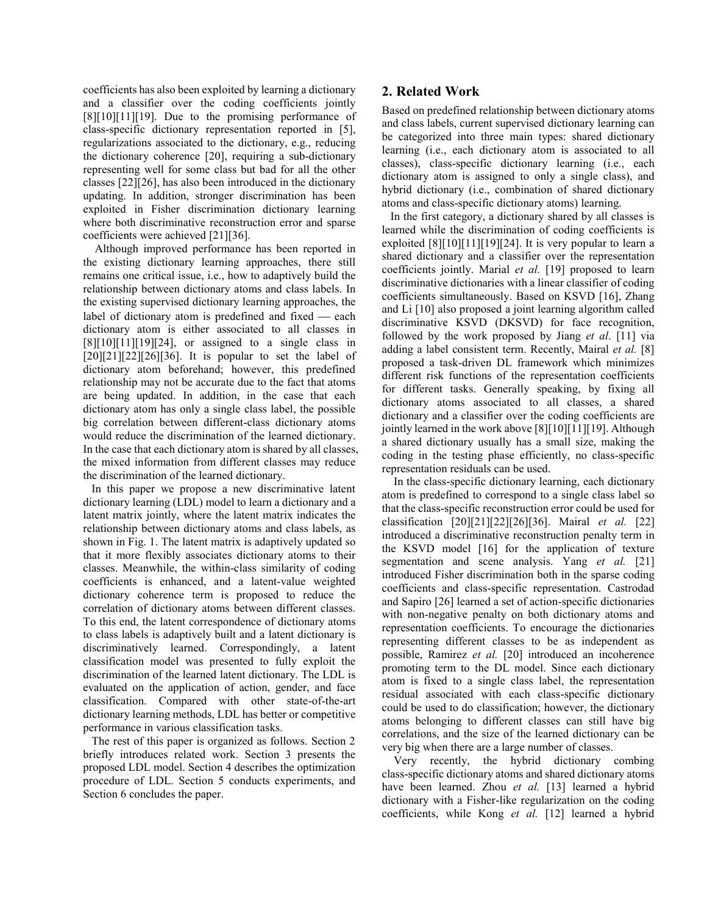coefficients has also been exploited by learning a dictionary and a classifier over the coding coefficients jointly [8][10][11][19]. Due to the promising performance of class-specific dictionary representation reported in [5], regularizations associated to the dictionary, e.g., reducing the dictionary coherence [20], requiring a sub-dictionary representing well for some class but bad for all the other classes [22][26], has also been introduced in the dictionary updating. In addition, stronger discrimination has been exploited in Fisher discrimination dictionary learning where both discriminative reconstruction error and sparse coefficients were achieved [21][36].

Although improved performance has been reported in the existing dictionary learning approaches, there still remains one critical issue, i.e., how to adaptively build the relationship between dictionary atoms and class labels. In the existing supervised dictionary learning approaches, the label of dictionary atom is predefined and fixed — each dictionary atom is either associated to all classes in [8][10][11][19][24], or assigned to a single class in [20][21][22][26][36]. It is popular to set the label of dictionary atom beforehand; however, this predefined relationship may not be accurate due to the fact that atoms are being updated. In addition, in the case that each dictionary atom has only a single class label, the possible big correlation between different-class dictionary atoms would reduce the discrimination of the learned dictionary. In the case that each dictionary atom is shared by all classes, the mixed information from different classes may reduce the discrimination of the learned dictionary.

In this paper we propose a new discriminative latent dictionary learning (LDL) model to learn a dictionary and a latent matrix jointly, where the latent matrix indicates the relationship between dictionary atoms and class labels, as shown in Fig. 1. The latent matrix is adaptively updated so that it more flexibly associates dictionary atoms to their classes. Meanwhile, the within-class similarity of coding coefficients is enhanced, and a latent-value weighted dictionary coherence term is proposed to reduce the correlation of dictionary atoms between different classes. To this end, the latent correspondence of dictionary atoms to class labels is adaptively built and a latent dictionary is discriminatively learned. Correspondingly, a latent classification model was presented to fully exploit the discrimination of the learned latent dictionary. The LDL is evaluated on the application of action, gender, and face classification. Compared with other state-of-the-art dictionary learning methods, LDL has better or competitive performance in various classification tasks.

The rest of this paper is organized as follows. Section 2 briefly introduces related work. Section 3 presents the proposed LDL model. Section 4 describes the optimization procedure of LDL. Section 5 conducts experiments, and Section 6 concludes the paper.

## 2. Related Work

Based on predefined relationship between dictionary atoms and class labels, current supervised dictionary learning can be categorized into three main types: shared dictionary learning (i.e., each dictionary atom is associated to all classes), class-specific dictionary learning (i.e., each dictionary atom is assigned to only a single class), and hybrid dictionary (i.e., combination of shared dictionary atoms and class-specific dictionary atoms) learning.

In the first category, a dictionary shared by all classes is learned while the discrimination of coding coefficients is exploited [8][10][11][19][24]. It is very popular to learn a shared dictionary and a classifier over the representation coefficients jointly. Marial *et al.* [19] proposed to learn discriminative dictionaries with a linear classifier of coding coefficients simultaneously. Based on KSVD [16], Zhang and Li [10] also proposed a joint learning algorithm called discriminative KSVD (DKSVD) for face recognition, followed by the work proposed by Jiang *et al*. [11] via adding a label consistent term. Recently, Mairal *et al.* [8] proposed a task-driven DL framework which minimizes different risk functions of the representation coefficients for different tasks. Generally speaking, by fixing all dictionary atoms associated to all classes, a shared dictionary and a classifier over the coding coefficients are jointly learned in the work above [8][10][11][19]. Although a shared dictionary usually has a small size, making the coding in the testing phase efficiently, no class-specific representation residuals can be used.

In the class-specific dictionary learning, each dictionary atom is predefined to correspond to a single class label so that the class-specific reconstruction error could be used for classification [20][21][22][26][36]. Mairal *et al.* [22] introduced a discriminative reconstruction penalty term in the KSVD model [16] for the application of texture segmentation and scene analysis. Yang *et al.* [21] introduced Fisher discrimination both in the sparse coding coefficients and class-specific representation. Castrodad and Sapiro [26] learned a set of action-specific dictionaries with non-negative penalty on both dictionary atoms and representation coefficients. To encourage the dictionaries representing different classes to be as independent as possible, Ramirez *et al.* [20] introduced an incoherence promoting term to the DL model. Since each dictionary atom is fixed to a single class label, the representation residual associated with each class-specific dictionary could be used to do classification; however, the dictionary atoms belonging to different classes can still have big correlations, and the size of the learned dictionary can be very big when there are a large number of classes.

Very recently, the hybrid dictionary combing class-specific dictionary atoms and shared dictionary atoms have been learned. Zhou *et al.* [13] learned a hybrid dictionary with a Fisher-like regularization on the coding coefficients, while Kong *et al.* [12] learned a hybrid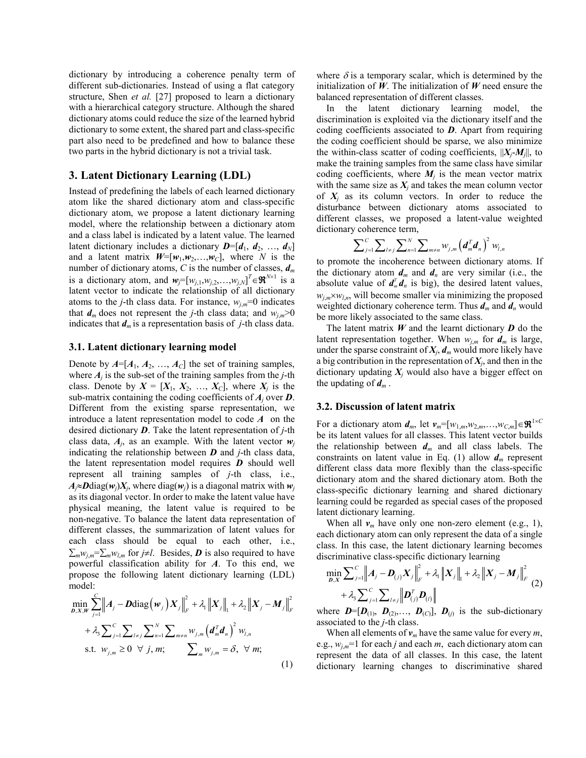dictionary by introducing a coherence penalty term of different sub-dictionaries. Instead of using a flat category structure, Shen *et al.* [27] proposed to learn a dictionary with a hierarchical category structure. Although the shared dictionary atoms could reduce the size of the learned hybrid dictionary to some extent, the shared part and class-specific part also need to be predefined and how to balance these two parts in the hybrid dictionary is not a trivial task.

## 3. Latent Dictionary Learning (LDL)

Instead of predefining the labels of each learned dictionary atom like the shared dictionary atom and class-specific dictionary atom, we propose a latent dictionary learning model, where the relationship between a dictionary atom and a class label is indicated by a latent value. The learned latent dictionary includes a dictionary $\boldsymbol{D}=[\boldsymbol{d}_1, \boldsymbol{d}_2, \ldots, \boldsymbol{d}_N]$ and a latent matrix $\boldsymbol{W}=[\boldsymbol{w}_1,\boldsymbol{w}_2,\ldots,\boldsymbol{w}_C]$, where $N$ is the number of dictionary atoms, $C$ is the number of classes, $\boldsymbol{d}_m$ is a dictionary atom, and $\boldsymbol{w}_j=[w_{j,1},w_{j,2},\ldots,w_{j,N}]^T\in\Re^{N\times 1}$ is a latent vector to indicate the relationship of all dictionary atoms to the $j$-th class data. For instance, $w_{j,m}=0$ indicates that $\boldsymbol{d}_m$ does not represent the $j$-th class data; and $w_{j,m}>0$ indicates that $\boldsymbol{d}_m$ is a representation basis of $j$-th class data.

### 3.1. Latent dictionary learning model

Denote by $\boldsymbol{A}=[\boldsymbol{A}_1, \boldsymbol{A}_2, \ldots, \boldsymbol{A}_C]$ the set of training samples, where $\boldsymbol{A}_j$ is the sub-set of the training samples from the $j$-th class. Denote by $\boldsymbol{X} = [\boldsymbol{X}_1, \boldsymbol{X}_2, \ldots, \boldsymbol{X}_C]$, where $\boldsymbol{X}_j$ is the sub-matrix containing the coding coefficients of $\boldsymbol{A}_j$ over $\boldsymbol{D}$. Different from the existing sparse representation, we introduce a latent representation model to code $\boldsymbol{A}$ on the desired dictionary $\boldsymbol{D}$. Take the latent representation of $j$-th class data, $\boldsymbol{A}_j$, as an example. With the latent vector $\boldsymbol{w}_j$ indicating the relationship between $\boldsymbol{D}$ and $j$-th class data, the latent representation model requires $\boldsymbol{D}$ should well represent all training samples of $j$-th class, i.e., $\boldsymbol{A}_j\approx\boldsymbol{D}\text{diag}(\boldsymbol{w}_j)\boldsymbol{X}_j$, where $\text{diag}(\boldsymbol{w}_j)$ is a diagonal matrix with $\boldsymbol{w}_j$ as its diagonal vector. In order to make the latent value have physical meaning, the latent value is required to be non-negative. To balance the latent data representation of different classes, the summarization of latent values for each class should be equal to each other, i.e., $\sum_m w_{j,m}=\sum_m w_{l,m}$ for $j\neq l$. Besides, $\boldsymbol{D}$ is also required to have powerful classification ability for $\boldsymbol{A}$. To this end, we propose the following latent dictionary learning (LDL) model:

$$
\begin{aligned}
\min_{\boldsymbol{D},\boldsymbol{X},\boldsymbol{W}} & \sum_{j=1}^{C}\left\|\boldsymbol{A}_j-\boldsymbol{D}\text{diag}\left(\boldsymbol{w}_j\right)\boldsymbol{X}_j\right\|_F^2+\lambda_1\left\|\boldsymbol{X}_j\right\|_1+\lambda_2\left\|\boldsymbol{X}_j-\boldsymbol{M}_j\right\|_F^2 \\
& +\lambda_3\sum\nolimits_{j=1}^{C}\sum\nolimits_{l\neq j}\sum\nolimits_{n=1}^{N}\sum\nolimits_{m\neq n}w_{j,m}\left(\boldsymbol{d}_m^T\boldsymbol{d}_n\right)^2 w_{l,n} \\
& \text{s.t. } w_{j,m}\geq 0 \;\; \forall\; j, m; \qquad \sum\nolimits_m w_{j,m}=\delta, \;\forall\; m;
\end{aligned}
\tag{1}
$$

where $\delta$ is a temporary scalar, which is determined by the initialization of $\boldsymbol{W}$. The initialization of $\boldsymbol{W}$ need ensure the balanced representation of different classes.

In the latent dictionary learning model, the discrimination is exploited via the dictionary itself and the coding coefficients associated to $\boldsymbol{D}$. Apart from requiring the coding coefficient should be sparse, we also minimize the within-class scatter of coding coefficients, $\|\boldsymbol{X}_j\text{-}\boldsymbol{M}_j\|$, to make the training samples from the same class have similar coding coefficients, where $\boldsymbol{M}_j$ is the mean vector matrix with the same size as $\boldsymbol{X}_j$ and takes the mean column vector of $\boldsymbol{X}_j$ as its column vectors. In order to reduce the disturbance between dictionary atoms associated to different classes, we proposed a latent-value weighted dictionary coherence term,

$$
\sum\nolimits_{j=1}^{C}\sum\nolimits_{l\neq j}\sum\nolimits_{n=1}^{N}\sum\nolimits_{m\neq n}w_{j,m}\left(\boldsymbol{d}_m^T\boldsymbol{d}_n\right)^2 w_{l,n}
$$

to promote the incoherence between dictionary atoms. If the dictionary atom $\boldsymbol{d}_m$ and $\boldsymbol{d}_n$ are very similar (i.e., the absolute value of $\boldsymbol{d}_m^T\boldsymbol{d}_n$ is big), the desired latent values, $w_{j,m}\times w_{l,n}$, will become smaller via minimizing the proposed weighted dictionary coherence term. Thus $\boldsymbol{d}_m$ and $\boldsymbol{d}_n$ would be more likely associated to the same class.

The latent matrix $\boldsymbol{W}$ and the learnt dictionary $\boldsymbol{D}$ do the latent representation together. When $w_{j,m}$ for $\boldsymbol{d}_m$ is large, under the sparse constraint of $\boldsymbol{X}_j$, $\boldsymbol{d}_m$ would more likely have a big contribution in the representation of $\boldsymbol{X}_j$, and then in the dictionary updating $\boldsymbol{X}_j$ would also have a bigger effect on the updating of $\boldsymbol{d}_m$ .

### 3.2. Discussion of latent matrix

For a dictionary atom $\boldsymbol{d}_m$, let $\boldsymbol{v}_m=[w_{1,m},w_{2,m},\ldots,w_{C,m}]\in\Re^{1\times C}$ be its latent values for all classes. This latent vector builds the relationship between $\boldsymbol{d}_m$ and all class labels. The constraints on latent value in Eq. (1) allow $\boldsymbol{d}_m$ represent different class data more flexibly than the class-specific dictionary atom and the shared dictionary atom. Both the class-specific dictionary learning and shared dictionary learning could be regarded as special cases of the proposed latent dictionary learning.

When all $\boldsymbol{v}_m$ have only one non-zero element (e.g., 1), each dictionary atom can only represent the data of a single class. In this case, the latent dictionary learning becomes discriminative class-specific dictionary learning

$$
\begin{aligned}
\min_{\boldsymbol{D},\boldsymbol{X}} & \sum\nolimits_{j=1}^{C}\left\|\boldsymbol{A}_j-\boldsymbol{D}_{(j)}\boldsymbol{X}_j\right\|_F^2+\lambda_1\left\|\boldsymbol{X}_j\right\|_1+\lambda_2\left\|\boldsymbol{X}_j-\boldsymbol{M}_j\right\|_F^2 \\
& +\lambda_3\sum\nolimits_{j=1}^{C}\sum\nolimits_{l\neq j}\left\|\boldsymbol{D}_{(j)}^T\boldsymbol{D}_{(l)}\right\|
\end{aligned}
\tag{2}
$$

where $\boldsymbol{D}=[\boldsymbol{D}_{(1)}, \boldsymbol{D}_{(2)},\ldots, \boldsymbol{D}_{(C)}]$, $\boldsymbol{D}_{(j)}$ is the sub-dictionary associated to the $j$-th class.

When all elements of $\boldsymbol{v}_m$ have the same value for every $m$, e.g., $w_{j,m}=1$ for each $j$ and each $m$, each dictionary atom can represent the data of all classes. In this case, the latent dictionary learning changes to discriminative shared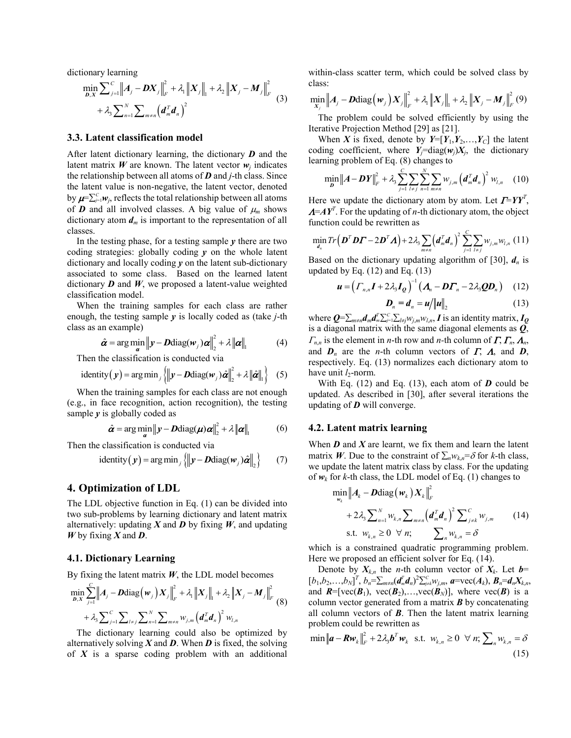dictionary learning

$$\min_{\boldsymbol{D},\boldsymbol{X}} \sum_{j=1}^{C} \left\| \boldsymbol{A}_j - \boldsymbol{D}\boldsymbol{X}_j \right\|_F^2 + \lambda_1 \left\| \boldsymbol{X}_j \right\|_1 + \lambda_2 \left\| \boldsymbol{X}_j - \boldsymbol{M}_j \right\|_F^2 + \lambda_3 \sum_{n=1}^{N} \sum_{m \neq n} \left( \boldsymbol{d}_m^T \boldsymbol{d}_n \right)^2 \tag{3}$$

### 3.3. Latent classification model

After latent dictionary learning, the dictionary $\boldsymbol{D}$ and the latent matrix $\boldsymbol{W}$ are known. The latent vector $\boldsymbol{w}_j$ indicates the relationship between all atoms of $\boldsymbol{D}$ and $j$-th class. Since the latent value is non-negative, the latent vector, denoted by $\boldsymbol{\mu}=\sum_{j=1}^{C}\boldsymbol{w}_j$, reflects the total relationship between all atoms of $\boldsymbol{D}$ and all involved classes. A big value of $\mu_m$ shows dictionary atom $\boldsymbol{d}_m$ is important to the representation of all classes.

In the testing phase, for a testing sample $\boldsymbol{y}$ there are two coding strategies: globally coding $\boldsymbol{y}$ on the whole latent dictionary and locally coding $\boldsymbol{y}$ on the latent sub-dictionary associated to some class. Based on the learned latent dictionary $\boldsymbol{D}$ and $\boldsymbol{W}$, we proposed a latent-value weighted classification model.

When the training samples for each class are rather enough, the testing sample $\boldsymbol{y}$ is locally coded as (take $j$-th class as an example)

$$\hat{\boldsymbol{\alpha}} = \arg\min_{\boldsymbol{\alpha}} \left\| \boldsymbol{y} - \boldsymbol{D}\mathrm{diag}(\boldsymbol{w}_j)\boldsymbol{\alpha} \right\|_2^2 + \lambda \left\| \boldsymbol{\alpha} \right\|_1 \tag{4}$$

Then the classification is conducted via

$$\mathrm{identity}(\boldsymbol{y}) = \arg\min_j \left\{ \left\| \boldsymbol{y} - \boldsymbol{D}\mathrm{diag}(\boldsymbol{w}_j)\hat{\boldsymbol{\alpha}} \right\|_2^2 + \lambda \left\| \hat{\boldsymbol{\alpha}} \right\|_1 \right\} \tag{5}$$

When the training samples for each class are not enough (e.g., in face recognition, action recognition), the testing sample $\boldsymbol{y}$ is globally coded as

$$\hat{\boldsymbol{\alpha}} = \arg\min_{\boldsymbol{\alpha}} \left\| \boldsymbol{y} - \boldsymbol{D}\mathrm{diag}(\boldsymbol{\mu})\boldsymbol{\alpha} \right\|_2^2 + \lambda \left\| \boldsymbol{\alpha} \right\|_1 \tag{6}$$

Then the classification is conducted via

$$\mathrm{identity}(\boldsymbol{y}) = \arg\min_j \left\{ \left\| \boldsymbol{y} - \boldsymbol{D}\mathrm{diag}(\boldsymbol{w}_j)\hat{\boldsymbol{\alpha}} \right\|_2 \right\} \tag{7}$$

## 4. Optimization of LDL

The LDL objective function in Eq. (1) can be divided into two sub-problems by learning dictionary and latent matrix alternatively: updating $\boldsymbol{X}$ and $\boldsymbol{D}$ by fixing $\boldsymbol{W}$, and updating $\boldsymbol{W}$ by fixing $\boldsymbol{X}$ and $\boldsymbol{D}$.

### 4.1. Dictionary Learning

By fixing the latent matrix $\boldsymbol{W}$, the LDL model becomes

$$\min_{\boldsymbol{D},\boldsymbol{X}} \sum_{j=1}^{C} \left\| \boldsymbol{A}_j - \boldsymbol{D}\mathrm{diag}(\boldsymbol{w}_j)\boldsymbol{X}_j \right\|_F^2 + \lambda_1 \left\| \boldsymbol{X}_j \right\|_1 + \lambda_2 \left\| \boldsymbol{X}_j - \boldsymbol{M}_j \right\|_F^2 + \lambda_3 \sum_{j=1}^{C} \sum_{l \neq j} \sum_{n=1}^{N} \sum_{m \neq n} w_{j,m} \left( \boldsymbol{d}_m^T \boldsymbol{d}_n \right)^2 w_{l,n} \tag{8}$$

The dictionary learning could also be optimized by alternatively solving $\boldsymbol{X}$ and $\boldsymbol{D}$. When $\boldsymbol{D}$ is fixed, the solving of $\boldsymbol{X}$ is a sparse coding problem with an additional within-class scatter term, which could be solved class by class:

$$\min_{\boldsymbol{X}_j} \left\| \boldsymbol{A}_j - \boldsymbol{D}\mathrm{diag}(\boldsymbol{w}_j)\boldsymbol{X}_j \right\|_F^2 + \lambda_1 \left\| \boldsymbol{X}_j \right\|_1 + \lambda_2 \left\| \boldsymbol{X}_j - \boldsymbol{M}_j \right\|_F^2 \tag{9}$$

The problem could be solved efficiently by using the Iterative Projection Method [29] as [21].

When $\boldsymbol{X}$ is fixed, denote by $\boldsymbol{Y}=[\boldsymbol{Y}_1,\boldsymbol{Y}_2,\ldots,\boldsymbol{Y}_C]$ the latent coding coefficient, where $\boldsymbol{Y}_j=\mathrm{diag}(\boldsymbol{w}_j)\boldsymbol{X}_j$, the dictionary learning problem of Eq. (8) changes to

$$\min_{\boldsymbol{D}} \left\| \boldsymbol{A} - \boldsymbol{D}\boldsymbol{Y} \right\|_F^2 + \lambda_3 \sum_{j=1}^{C} \sum_{l \neq j} \sum_{n=1}^{N} \sum_{m \neq n} w_{j,m} \left( \boldsymbol{d}_m^T \boldsymbol{d}_n \right)^2 w_{l,n} \tag{10}$$

Here we update the dictionary atom by atom. Let $\boldsymbol{\Gamma}=\boldsymbol{Y}\boldsymbol{Y}^T$, $\boldsymbol{\Lambda}=\boldsymbol{A}\boldsymbol{Y}^T$. For the updating of $n$-th dictionary atom, the object function could be rewritten as

$$\min_{\boldsymbol{d}_n} Tr\left( \boldsymbol{D}^T\boldsymbol{D}\boldsymbol{\Gamma} - 2\boldsymbol{D}^T\boldsymbol{\Lambda} \right) + 2\lambda_3 \sum_{m \neq n} \left( \boldsymbol{d}_m^T \boldsymbol{d}_n \right)^2 \sum_{j=1}^{C} \sum_{l \neq j} w_{j,m} w_{l,n} \tag{11}$$

Based on the dictionary updating algorithm of [30], $\boldsymbol{d}_n$ is updated by Eq. (12) and Eq. (13)

$$\boldsymbol{u} = \left( \Gamma_{n,n}\boldsymbol{I} + 2\lambda_3 \boldsymbol{I}_{\boldsymbol{Q}} \right)^{-1} \left( \boldsymbol{\Lambda}_n - \boldsymbol{D}\boldsymbol{\Gamma}_n - 2\lambda_3 \boldsymbol{Q}\boldsymbol{D}_n \right) \tag{12}$$

$$\boldsymbol{D}_n = \boldsymbol{d}_n = \boldsymbol{u} / \left\| \boldsymbol{u} \right\|_2 \tag{13}$$

where $\boldsymbol{Q}=\sum_{m\neq n}\boldsymbol{d}_m\boldsymbol{d}_m^T\sum_{j=1}^{C}\sum_{l\neq j}w_{j,m}w_{l,n}$, $\boldsymbol{I}$ is an identity matrix, $\boldsymbol{I}_{\boldsymbol{Q}}$ is a diagonal matrix with the same diagonal elements as $\boldsymbol{Q}$, $\Gamma_{n,n}$ is the element in $n$-th row and $n$-th column of $\boldsymbol{\Gamma}$, $\boldsymbol{\Gamma}_n$, $\boldsymbol{\Lambda}_n$, and $\boldsymbol{D}_n$ are the $n$-th column vectors of $\boldsymbol{\Gamma}$, $\boldsymbol{\Lambda}$, and $\boldsymbol{D}$, respectively. Eq. (13) normalizes each dictionary atom to have unit $l_2$-norm.

With Eq. (12) and Eq. (13), each atom of $\boldsymbol{D}$ could be updated. As described in [30], after several iterations the updating of $\boldsymbol{D}$ will converge.

### 4.2. Latent matrix learning

When $\boldsymbol{D}$ and $\boldsymbol{X}$ are learnt, we fix them and learn the latent matrix $\boldsymbol{W}$. Due to the constraint of $\sum_n w_{k,n}=\delta$ for $k$-th class, we update the latent matrix class by class. For the updating of $\boldsymbol{w}_k$ for $k$-th class, the LDL model of Eq. (1) changes to

$$\begin{aligned} \min_{\boldsymbol{w}_k} & \left\| \boldsymbol{A}_k - \boldsymbol{D}\mathrm{diag}(\boldsymbol{w}_k)\boldsymbol{X}_k \right\|_F^2 \\ & + 2\lambda_3 \sum_{n=1}^{N} w_{k,n} \sum_{m \neq n} \left( \boldsymbol{d}_m^T \boldsymbol{d}_n \right)^2 \sum_{j \neq k}^{C} w_{j,m} \\ & \text{s.t. } w_{k,n} \geq 0 \ \ \forall n; \qquad \sum_n w_{k,n} = \delta \end{aligned} \tag{14}$$

which is a constrained quadratic programming problem. Here we proposed an efficient solver for Eq. (14).

Denote by $\boldsymbol{X}_{k,n}$ the $n$-th column vector of $\boldsymbol{X}_k$. Let $\boldsymbol{b}=[b_1,b_2,\ldots,b_N]^T$, $b_n=\sum_{m\neq n}(\boldsymbol{d}_m^T\boldsymbol{d}_n)^2\sum_{j\neq k}^{C}w_{j,m}$, $\boldsymbol{a}=\mathrm{vec}(\boldsymbol{A}_k)$, $\boldsymbol{B}_n=\boldsymbol{d}_n\boldsymbol{X}_{k,n}$, and $\boldsymbol{R}=[\mathrm{vec}(\boldsymbol{B}_1), \mathrm{vec}(\boldsymbol{B}_2),\ldots,\mathrm{vec}(\boldsymbol{B}_N)]$, where $\mathrm{vec}(\boldsymbol{B})$ is a column vector generated from a matrix $\boldsymbol{B}$ by concatenating all column vectors of $\boldsymbol{B}$. Then the latent matrix learning problem could be rewritten as

$$\min \left\| \boldsymbol{a} - \boldsymbol{R}\boldsymbol{w}_k \right\|_F^2 + 2\lambda_3 \boldsymbol{b}^T \boldsymbol{w}_k \ \ \text{s.t. } w_{k,n} \geq 0 \ \ \forall n; \sum_n w_{k,n} = \delta \tag{15}$$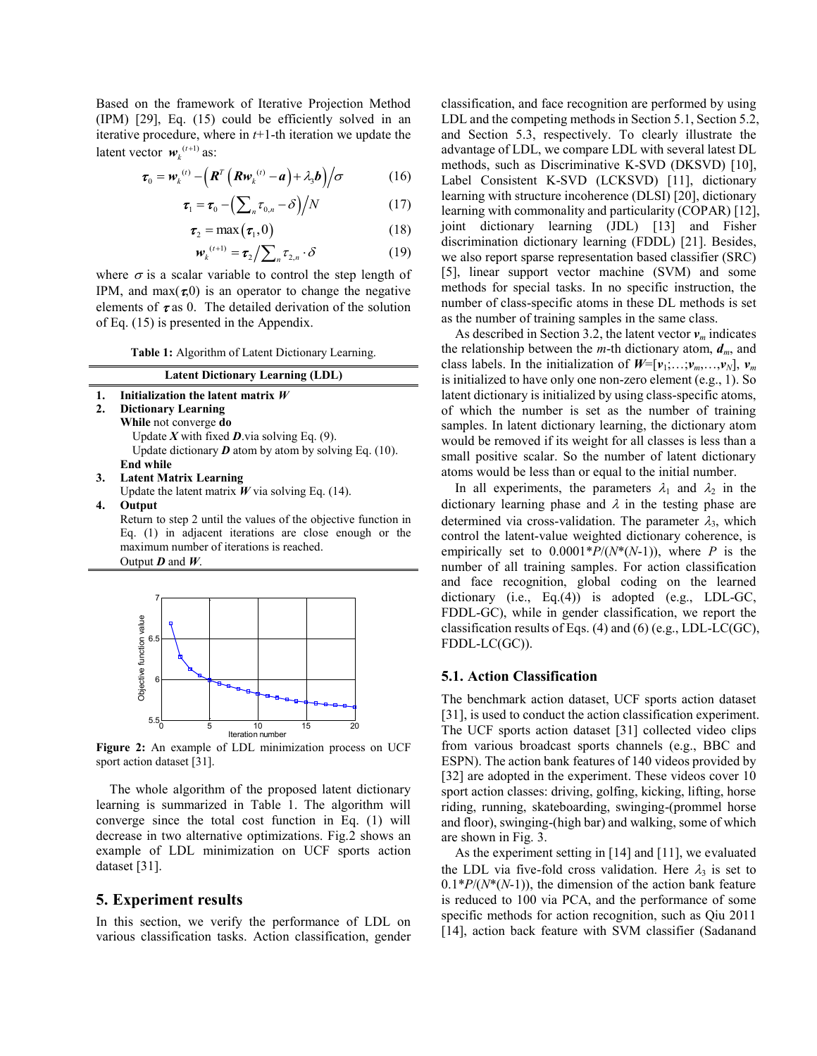Based on the framework of Iterative Projection Method (IPM) [29], Eq. (15) could be efficiently solved in an iterative procedure, where in $t$+1-th iteration we update the latent vector $\boldsymbol{w}_k^{(t+1)}$ as:

$$\boldsymbol{\tau}_0 = \boldsymbol{w}_k^{(t)} - \left(\boldsymbol{R}^T\left(\boldsymbol{R}\boldsymbol{w}_k^{(t)} - \boldsymbol{a}\right) + \lambda_3 \boldsymbol{b}\right)\Big/\sigma \tag{16}$$

$$\boldsymbol{\tau}_1 = \boldsymbol{\tau}_0 - \left(\sum\nolimits_n \tau_{0,n} - \delta\right)\Big/N \tag{17}$$

$$\boldsymbol{\tau}_2 = \max\left(\boldsymbol{\tau}_1, 0\right) \tag{18}$$

$$\boldsymbol{w}_k^{(t+1)} = \boldsymbol{\tau}_2 \Big/ \sum\nolimits_n \tau_{2,n} \cdot \delta \tag{19}$$

where $\sigma$ is a scalar variable to control the step length of IPM, and max($\boldsymbol{\tau}$,0) is an operator to change the negative elements of $\boldsymbol{\tau}$ as 0. The detailed derivation of the solution of Eq. (15) is presented in the Appendix.

**Table 1:** Algorithm of Latent Dictionary Learning.

| **Latent Dictionary Learning (LDL)** |
|---|
| **1. Initialization the latent matrix *W*** |
| **2. Dictionary Learning** |
| **While** not converge **do** |
| Update ***X*** with fixed ***D***.via solving Eq. (9). |
| Update dictionary ***D*** atom by atom by solving Eq. (10). |
| **End while** |
| **3. Latent Matrix Learning** |
| Update the latent matrix ***W*** via solving Eq. (14). |
| **4. Output** |
| Return to step 2 until the values of the objective function in Eq. (1) in adjacent iterations are close enough or the maximum number of iterations is reached. |
| Output ***D*** and ***W***. |

**Figure 2:** An example of LDL minimization process on UCF sport action dataset [31].

The whole algorithm of the proposed latent dictionary learning is summarized in Table 1. The algorithm will converge since the total cost function in Eq. (1) will decrease in two alternative optimizations. Fig.2 shows an example of LDL minimization on UCF sports action dataset [31].

## 5. Experiment results

In this section, we verify the performance of LDL on various classification tasks. Action classification, gender classification, and face recognition are performed by using LDL and the competing methods in Section 5.1, Section 5.2, and Section 5.3, respectively. To clearly illustrate the advantage of LDL, we compare LDL with several latest DL methods, such as Discriminative K-SVD (DKSVD) [10], Label Consistent K-SVD (LCKSVD) [11], dictionary learning with structure incoherence (DLSI) [20], dictionary learning with commonality and particularity (COPAR) [12], joint dictionary learning (JDL) [13] and Fisher discrimination dictionary learning (FDDL) [21]. Besides, we also report sparse representation based classifier (SRC) [5], linear support vector machine (SVM) and some methods for special tasks. In no specific instruction, the number of class-specific atoms in these DL methods is set as the number of training samples in the same class.

As described in Section 3.2, the latent vector $\boldsymbol{v}_m$ indicates the relationship between the $m$-th dictionary atom, $\boldsymbol{d}_m$, and class labels. In the initialization of $\boldsymbol{W}$=[$\boldsymbol{v}_1$;…;$\boldsymbol{v}_m$,…,$\boldsymbol{v}_N$], $\boldsymbol{v}_m$ is initialized to have only one non-zero element (e.g., 1). So latent dictionary is initialized by using class-specific atoms, of which the number is set as the number of training samples. In latent dictionary learning, the dictionary atom would be removed if its weight for all classes is less than a small positive scalar. So the number of latent dictionary atoms would be less than or equal to the initial number.

In all experiments, the parameters $\lambda_1$ and $\lambda_2$ in the dictionary learning phase and $\lambda$ in the testing phase are determined via cross-validation. The parameter $\lambda_3$, which control the latent-value weighted dictionary coherence, is empirically set to 0.0001\*$P$/($N$\*($N$-1)), where $P$ is the number of all training samples. For action classification and face recognition, global coding on the learned dictionary (i.e., Eq.(4)) is adopted (e.g., LDL-GC, FDDL-GC), while in gender classification, we report the classification results of Eqs. (4) and (6) (e.g., LDL-LC(GC), FDDL-LC(GC)).

### 5.1. Action Classification

The benchmark action dataset, UCF sports action dataset [31], is used to conduct the action classification experiment. The UCF sports action dataset [31] collected video clips from various broadcast sports channels (e.g., BBC and ESPN). The action bank features of 140 videos provided by [32] are adopted in the experiment. These videos cover 10 sport action classes: driving, golfing, kicking, lifting, horse riding, running, skateboarding, swinging-(prommel horse and floor), swinging-(high bar) and walking, some of which are shown in Fig. 3.

As the experiment setting in [14] and [11], we evaluated the LDL via five-fold cross validation. Here $\lambda_3$ is set to 0.1\*$P$/($N$\*($N$-1)), the dimension of the action bank feature is reduced to 100 via PCA, and the performance of some specific methods for action recognition, such as Qiu 2011 [14], action back feature with SVM classifier (Sadanand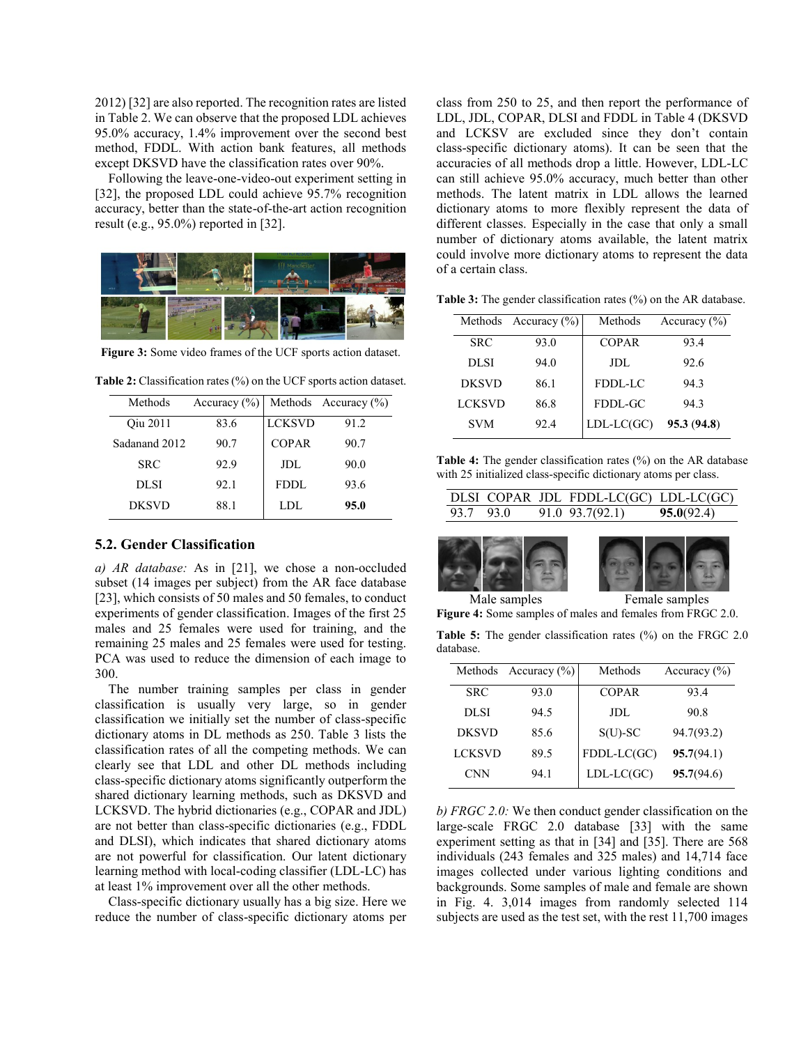2012) [32] are also reported. The recognition rates are listed in Table 2. We can observe that the proposed LDL achieves 95.0% accuracy, 1.4% improvement over the second best method, FDDL. With action bank features, all methods except DKSVD have the classification rates over 90%.

Following the leave-one-video-out experiment setting in [32], the proposed LDL could achieve 95.7% recognition accuracy, better than the state-of-the-art action recognition result (e.g., 95.0%) reported in [32].

**Figure 3:** Some video frames of the UCF sports action dataset.

**Table 2:** Classification rates (%) on the UCF sports action dataset.

| Methods | Accuracy (%) | Methods | Accuracy (%) |
|---|---|---|---|
| Qiu 2011 | 83.6 | LCKSVD | 91.2 |
| Sadanand 2012 | 90.7 | COPAR | 90.7 |
| SRC | 92.9 | JDL | 90.0 |
| DLSI | 92.1 | FDDL | 93.6 |
| DKSVD | 88.1 | LDL | **95.0** |

## 5.2. Gender Classification

*a) AR database:* As in [21], we chose a non-occluded subset (14 images per subject) from the AR face database [23], which consists of 50 males and 50 females, to conduct experiments of gender classification. Images of the first 25 males and 25 females were used for training, and the remaining 25 males and 25 females were used for testing. PCA was used to reduce the dimension of each image to 300.

The number training samples per class in gender classification is usually very large, so in gender classification we initially set the number of class-specific dictionary atoms in DL methods as 250. Table 3 lists the classification rates of all the competing methods. We can clearly see that LDL and other DL methods including class-specific dictionary atoms significantly outperform the shared dictionary learning methods, such as DKSVD and LCKSVD. The hybrid dictionaries (e.g., COPAR and JDL) are not better than class-specific dictionaries (e.g., FDDL and DLSI), which indicates that shared dictionary atoms are not powerful for classification. Our latent dictionary learning method with local-coding classifier (LDL-LC) has at least 1% improvement over all the other methods.

Class-specific dictionary usually has a big size. Here we reduce the number of class-specific dictionary atoms per class from 250 to 25, and then report the performance of LDL, JDL, COPAR, DLSI and FDDL in Table 4 (DKSVD and LCKSV are excluded since they don't contain class-specific dictionary atoms). It can be seen that the accuracies of all methods drop a little. However, LDL-LC can still achieve 95.0% accuracy, much better than other methods. The latent matrix in LDL allows the learned dictionary atoms to more flexibly represent the data of different classes. Especially in the case that only a small number of dictionary atoms available, the latent matrix could involve more dictionary atoms to represent the data of a certain class.

**Table 3:** The gender classification rates (%) on the AR database.

| Methods | Accuracy (%) | Methods | Accuracy (%) |
|---|---|---|---|
| SRC | 93.0 | COPAR | 93.4 |
| DLSI | 94.0 | JDL | 92.6 |
| DKSVD | 86.1 | FDDL-LC | 94.3 |
| LCKSVD | 86.8 | FDDL-GC | 94.3 |
| SVM | 92.4 | LDL-LC(GC) | **95.3** (**94.8**) |

**Table 4:** The gender classification rates (%) on the AR database with 25 initialized class-specific dictionary atoms per class.

| DLSI | COPAR | JDL | FDDL-LC(GC) | LDL-LC(GC) |
|---|---|---|---|---|
| 93.7 | 93.0 | 91.0 | 93.7(92.1) | **95.0**(92.4) |

Male samples　　Female samples

**Figure 4:** Some samples of males and females from FRGC 2.0.

**Table 5:** The gender classification rates (%) on the FRGC 2.0 database.

| Methods | Accuracy (%) | Methods | Accuracy (%) |
|---|---|---|---|
| SRC | 93.0 | COPAR | 93.4 |
| DLSI | 94.5 | JDL | 90.8 |
| DKSVD | 85.6 | S(U)-SC | 94.7(93.2) |
| LCKSVD | 89.5 | FDDL-LC(GC) | **95.7**(94.1) |
| CNN | 94.1 | LDL-LC(GC) | **95.7**(94.6) |

*b) FRGC 2.0:* We then conduct gender classification on the large-scale FRGC 2.0 database [33] with the same experiment setting as that in [34] and [35]. There are 568 individuals (243 females and 325 males) and 14,714 face images collected under various lighting conditions and backgrounds. Some samples of male and female are shown in Fig. 4. 3,014 images from randomly selected 114 subjects are used as the test set, with the rest 11,700 images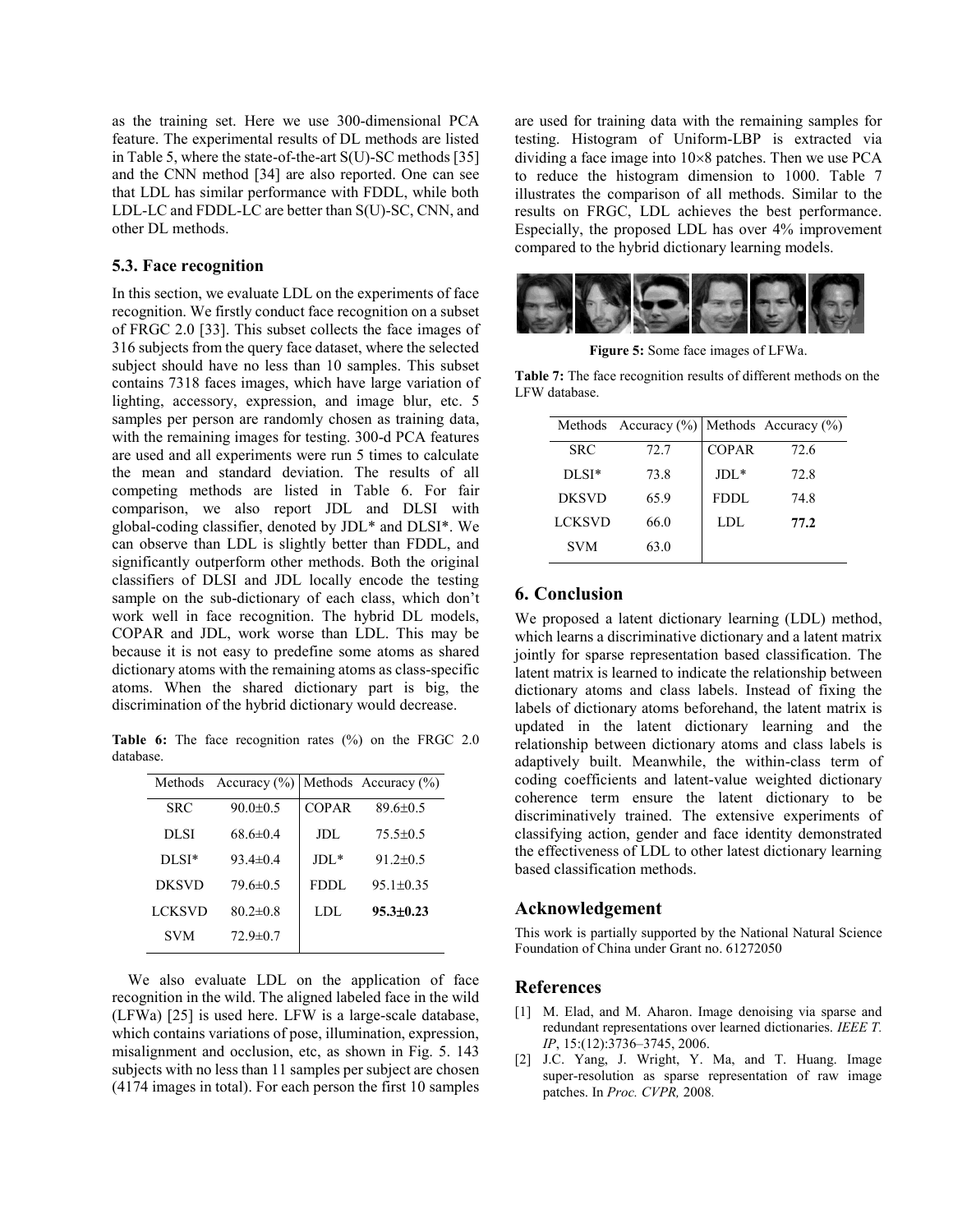as the training set. Here we use 300-dimensional PCA feature. The experimental results of DL methods are listed in Table 5, where the state-of-the-art S(U)-SC methods [35] and the CNN method [34] are also reported. One can see that LDL has similar performance with FDDL, while both LDL-LC and FDDL-LC are better than S(U)-SC, CNN, and other DL methods.

### 5.3. Face recognition

In this section, we evaluate LDL on the experiments of face recognition. We firstly conduct face recognition on a subset of FRGC 2.0 [33]. This subset collects the face images of 316 subjects from the query face dataset, where the selected subject should have no less than 10 samples. This subset contains 7318 faces images, which have large variation of lighting, accessory, expression, and image blur, etc. 5 samples per person are randomly chosen as training data, with the remaining images for testing. 300-d PCA features are used and all experiments were run 5 times to calculate the mean and standard deviation. The results of all competing methods are listed in Table 6. For fair comparison, we also report JDL and DLSI with global-coding classifier, denoted by JDL* and DLSI*. We can observe than LDL is slightly better than FDDL, and significantly outperform other methods. Both the original classifiers of DLSI and JDL locally encode the testing sample on the sub-dictionary of each class, which don't work well in face recognition. The hybrid DL models, COPAR and JDL, work worse than LDL. This may be because it is not easy to predefine some atoms as shared dictionary atoms with the remaining atoms as class-specific atoms. When the shared dictionary part is big, the discrimination of the hybrid dictionary would decrease.

**Table 6:** The face recognition rates (%) on the FRGC 2.0 database.

| Methods | Accuracy (%) | Methods | Accuracy (%) |
|---|---|---|---|
| SRC | 90.0±0.5 | COPAR | 89.6±0.5 |
| DLSI | 68.6±0.4 | JDL | 75.5±0.5 |
| DLSI* | 93.4±0.4 | JDL* | 91.2±0.5 |
| DKSVD | 79.6±0.5 | FDDL | 95.1±0.35 |
| LCKSVD | 80.2±0.8 | LDL | **95.3±0.23** |
| SVM | 72.9±0.7 | | |

We also evaluate LDL on the application of face recognition in the wild. The aligned labeled face in the wild (LFWa) [25] is used here. LFW is a large-scale database, which contains variations of pose, illumination, expression, misalignment and occlusion, etc, as shown in Fig. 5. 143 subjects with no less than 11 samples per subject are chosen (4174 images in total). For each person the first 10 samples are used for training data with the remaining samples for testing. Histogram of Uniform-LBP is extracted via dividing a face image into 10×8 patches. Then we use PCA to reduce the histogram dimension to 1000. Table 7 illustrates the comparison of all methods. Similar to the results on FRGC, LDL achieves the best performance. Especially, the proposed LDL has over 4% improvement compared to the hybrid dictionary learning models.

**Figure 5:** Some face images of LFWa.

**Table 7:** The face recognition results of different methods on the LFW database.

| Methods | Accuracy (%) | Methods | Accuracy (%) |
|---|---|---|---|
| SRC | 72.7 | COPAR | 72.6 |
| DLSI* | 73.8 | JDL* | 72.8 |
| DKSVD | 65.9 | FDDL | 74.8 |
| LCKSVD | 66.0 | LDL | **77.2** |
| SVM | 63.0 | | |

## 6. Conclusion

We proposed a latent dictionary learning (LDL) method, which learns a discriminative dictionary and a latent matrix jointly for sparse representation based classification. The latent matrix is learned to indicate the relationship between dictionary atoms and class labels. Instead of fixing the labels of dictionary atoms beforehand, the latent matrix is updated in the latent dictionary learning and the relationship between dictionary atoms and class labels is adaptively built. Meanwhile, the within-class term of coding coefficients and latent-value weighted dictionary coherence term ensure the latent dictionary to be discriminatively trained. The extensive experiments of classifying action, gender and face identity demonstrated the effectiveness of LDL to other latest dictionary learning based classification methods.

## Acknowledgement

This work is partially supported by the National Natural Science Foundation of China under Grant no. 61272050

## References

[1] M. Elad, and M. Aharon. Image denoising via sparse and redundant representations over learned dictionaries. *IEEE T. IP*, 15:(12):3736–3745, 2006.

[2] J.C. Yang, J. Wright, Y. Ma, and T. Huang. Image super-resolution as sparse representation of raw image patches. In *Proc. CVPR,* 2008.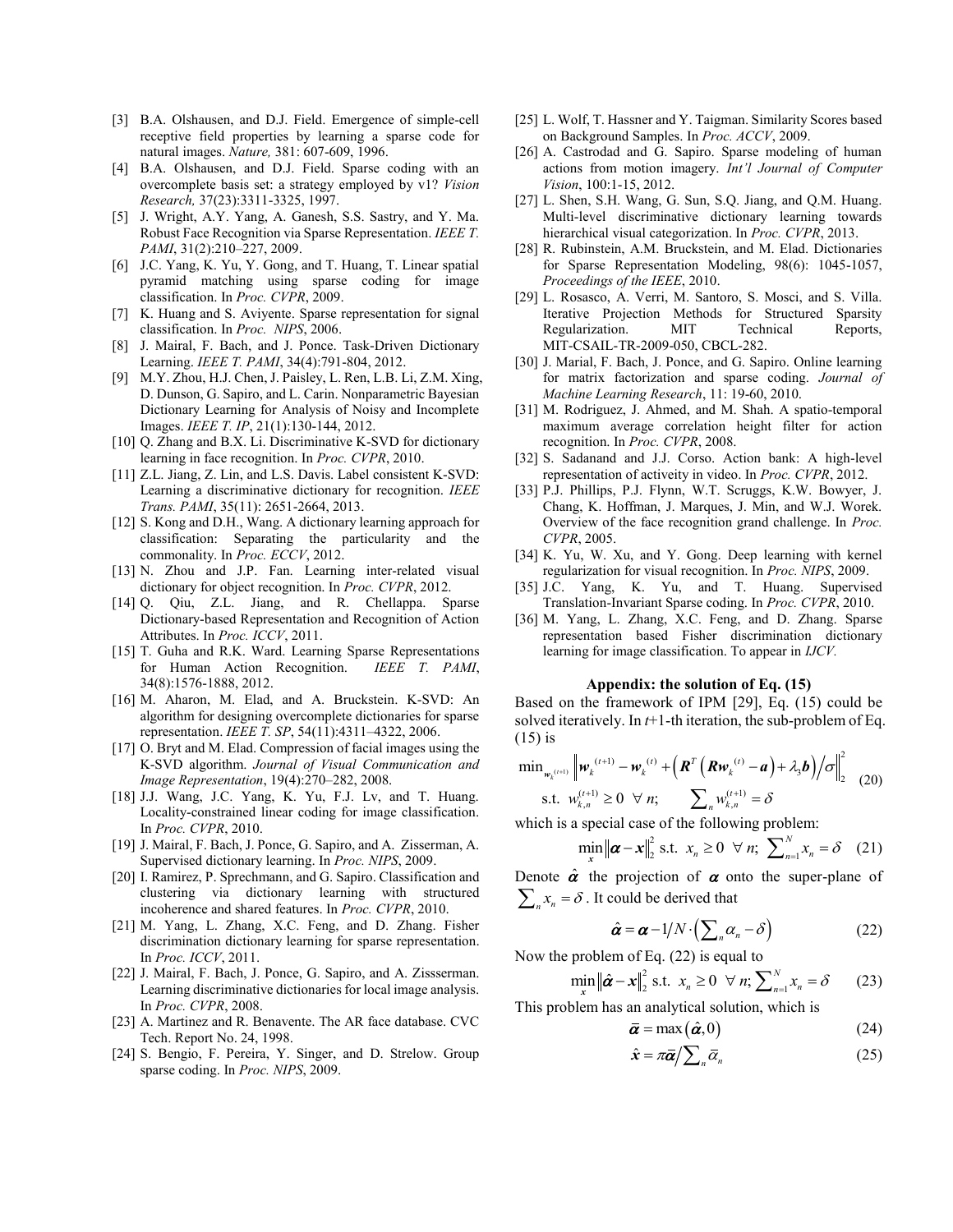[3] B.A. Olshausen, and D.J. Field. Emergence of simple-cell receptive field properties by learning a sparse code for natural images. *Nature,* 381: 607-609, 1996.

[4] B.A. Olshausen, and D.J. Field. Sparse coding with an overcomplete basis set: a strategy employed by v1? *Vision Research,* 37(23):3311-3325, 1997.

[5] J. Wright, A.Y. Yang, A. Ganesh, S.S. Sastry, and Y. Ma. Robust Face Recognition via Sparse Representation. *IEEE T. PAMI*, 31(2):210–227, 2009.

[6] J.C. Yang, K. Yu, Y. Gong, and T. Huang, T. Linear spatial pyramid matching using sparse coding for image classification. In *Proc. CVPR*, 2009.

[7] K. Huang and S. Aviyente. Sparse representation for signal classification. In *Proc. NIPS*, 2006.

[8] J. Mairal, F. Bach, and J. Ponce. Task-Driven Dictionary Learning. *IEEE T. PAMI*, 34(4):791-804, 2012.

[9] M.Y. Zhou, H.J. Chen, J. Paisley, L. Ren, L.B. Li, Z.M. Xing, D. Dunson, G. Sapiro, and L. Carin. Nonparametric Bayesian Dictionary Learning for Analysis of Noisy and Incomplete Images. *IEEE T. IP*, 21(1):130-144, 2012.

[10] Q. Zhang and B.X. Li. Discriminative K-SVD for dictionary learning in face recognition. In *Proc. CVPR*, 2010.

[11] Z.L. Jiang, Z. Lin, and L.S. Davis. Label consistent K-SVD: Learning a discriminative dictionary for recognition. *IEEE Trans. PAMI*, 35(11): 2651-2664, 2013.

[12] S. Kong and D.H., Wang. A dictionary learning approach for classification: Separating the particularity and the commonality. In *Proc. ECCV*, 2012.

[13] N. Zhou and J.P. Fan. Learning inter-related visual dictionary for object recognition. In *Proc. CVPR*, 2012.

[14] Q. Qiu, Z.L. Jiang, and R. Chellappa. Sparse Dictionary-based Representation and Recognition of Action Attributes. In *Proc. ICCV*, 2011.

[15] T. Guha and R.K. Ward. Learning Sparse Representations for Human Action Recognition. *IEEE T. PAMI*, 34(8):1576-1888, 2012.

[16] M. Aharon, M. Elad, and A. Bruckstein. K-SVD: An algorithm for designing overcomplete dictionaries for sparse representation. *IEEE T. SP*, 54(11):4311–4322, 2006.

[17] O. Bryt and M. Elad. Compression of facial images using the K-SVD algorithm. *Journal of Visual Communication and Image Representation*, 19(4):270–282, 2008.

[18] J.J. Wang, J.C. Yang, K. Yu, F.J. Lv, and T. Huang. Locality-constrained linear coding for image classification. In *Proc. CVPR*, 2010.

[19] J. Mairal, F. Bach, J. Ponce, G. Sapiro, and A. Zisserman, A. Supervised dictionary learning. In *Proc. NIPS*, 2009.

[20] I. Ramirez, P. Sprechmann, and G. Sapiro. Classification and clustering via dictionary learning with structured incoherence and shared features. In *Proc. CVPR*, 2010.

[21] M. Yang, L. Zhang, X.C. Feng, and D. Zhang. Fisher discrimination dictionary learning for sparse representation. In *Proc. ICCV*, 2011.

[22] J. Mairal, F. Bach, J. Ponce, G. Sapiro, and A. Zissserman. Learning discriminative dictionaries for local image analysis. In *Proc. CVPR*, 2008.

[23] A. Martinez and R. Benavente. The AR face database. CVC Tech. Report No. 24, 1998.

[24] S. Bengio, F. Pereira, Y. Singer, and D. Strelow. Group sparse coding. In *Proc. NIPS*, 2009.

[25] L. Wolf, T. Hassner and Y. Taigman. Similarity Scores based on Background Samples. In *Proc. ACCV*, 2009.

[26] A. Castrodad and G. Sapiro. Sparse modeling of human actions from motion imagery. *Int'l Journal of Computer Vision*, 100:1-15, 2012.

[27] L. Shen, S.H. Wang, G. Sun, S.Q. Jiang, and Q.M. Huang. Multi-level discriminative dictionary learning towards hierarchical visual categorization. In *Proc. CVPR*, 2013.

[28] R. Rubinstein, A.M. Bruckstein, and M. Elad. Dictionaries for Sparse Representation Modeling, 98(6): 1045-1057, *Proceedings of the IEEE*, 2010.

[29] L. Rosasco, A. Verri, M. Santoro, S. Mosci, and S. Villa. Iterative Projection Methods for Structured Sparsity Regularization. MIT Technical Reports, MIT-CSAIL-TR-2009-050, CBCL-282.

[30] J. Marial, F. Bach, J. Ponce, and G. Sapiro. Online learning for matrix factorization and sparse coding. *Journal of Machine Learning Research*, 11: 19-60, 2010.

[31] M. Rodriguez, J. Ahmed, and M. Shah. A spatio-temporal maximum average correlation height filter for action recognition. In *Proc. CVPR*, 2008.

[32] S. Sadanand and J.J. Corso. Action bank: A high-level representation of activeity in video. In *Proc. CVPR*, 2012.

[33] P.J. Phillips, P.J. Flynn, W.T. Scruggs, K.W. Bowyer, J. Chang, K. Hoffman, J. Marques, J. Min, and W.J. Worek. Overview of the face recognition grand challenge. In *Proc. CVPR*, 2005.

[34] K. Yu, W. Xu, and Y. Gong. Deep learning with kernel regularization for visual recognition. In *Proc. NIPS*, 2009.

[35] J.C. Yang, K. Yu, and T. Huang. Supervised Translation-Invariant Sparse coding. In *Proc. CVPR*, 2010.

[36] M. Yang, L. Zhang, X.C. Feng, and D. Zhang. Sparse representation based Fisher discrimination dictionary learning for image classification. To appear in *IJCV.*

## Appendix: the solution of Eq. (15)

Based on the framework of IPM [29], Eq. (15) could be solved iteratively. In $t$+1-th iteration, the sub-problem of Eq. (15) is

$$\min_{\boldsymbol{w}_k^{(t+1)}} \left\| \boldsymbol{w}_k^{(t+1)} - \boldsymbol{w}_k^{(t)} + \left( \boldsymbol{R}^T \left( \boldsymbol{R} \boldsymbol{w}_k^{(t)} - \boldsymbol{a} \right) + \lambda_3 \boldsymbol{b} \right) \middle/ \sigma \right\|_2^2 \quad \text{s.t. } w_{k,n}^{(t+1)} \geq 0 \;\; \forall\, n; \quad \sum\nolimits_n w_{k,n}^{(t+1)} = \delta \tag{20}$$

which is a special case of the following problem:

$$\min_{\boldsymbol{x}} \left\| \boldsymbol{\alpha} - \boldsymbol{x} \right\|_2^2 \text{ s.t. } x_n \geq 0 \;\; \forall\, n; \; \sum\nolimits_{n=1}^N x_n = \delta \tag{21}$$

Denote $\hat{\boldsymbol{\alpha}}$ the projection of $\boldsymbol{\alpha}$ onto the super-plane of $\sum_n x_n = \delta$. It could be derived that

$$\hat{\boldsymbol{\alpha}} = \boldsymbol{\alpha} - 1/N \cdot \left( \sum\nolimits_n \alpha_n - \delta \right) \tag{22}$$

Now the problem of Eq. (22) is equal to

$$\min_{\boldsymbol{x}} \left\| \hat{\boldsymbol{\alpha}} - \boldsymbol{x} \right\|_2^2 \text{ s.t. } x_n \geq 0 \;\; \forall\, n; \sum\nolimits_{n=1}^N x_n = \delta \tag{23}$$

This problem has an analytical solution, which is

$$\bar{\boldsymbol{\alpha}} = \max\left( \hat{\boldsymbol{\alpha}}, 0 \right) \tag{24}$$

$$\hat{\boldsymbol{x}} = \pi \bar{\boldsymbol{\alpha}} \Big/ \sum\nolimits_n \bar{\alpha}_n \tag{25}$$